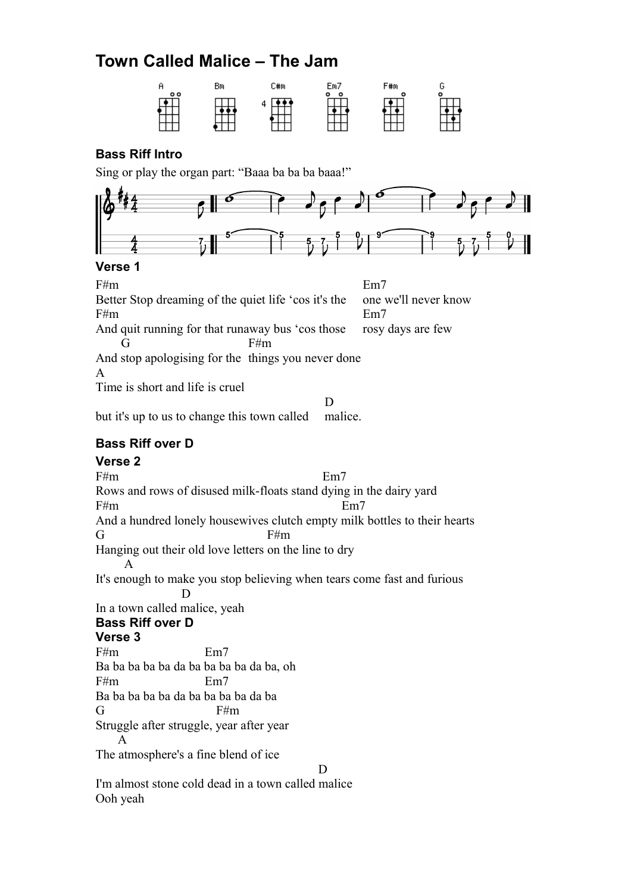# Town Called Malice – The Jam

A Bm C#m Em7 F#m G

### Bass Riff Intro

Sing or play the organ part: "Baaa ba ba ba baaa!"

### Verse 1

```
F#m                                              Em7
Better Stop dreaming of the quiet life 'cos it's the    one we'll never know
F#m                                              Em7
And quit running for that runaway bus 'cos those     rosy days are few
       G                          F#m
And stop apologising for the  things you never done
A
Time is short and life is cruel
                                             D
but it's up to us to change this town called     malice.
```

### Bass Riff over D

### Verse 2

```
F#m                                          Em7
Rows and rows of disused milk-floats stand dying in the dairy yard
F#m                                               Em7
And a hundred lonely housewives clutch empty milk bottles to their hearts
G                                F#m
Hanging out their old love letters on the line to dry
       A
It's enough to make you stop believing when tears come fast and furious
                    D
In a town called malice, yeah
```

### Bass Riff over D

### Verse 3

```
F#m                   Em7
Ba ba ba ba ba da ba ba ba ba da ba, oh
F#m                   Em7
Ba ba ba ba ba da ba ba ba ba da ba
G                          F#m
Struggle after struggle, year after year
      A
The atmosphere's a fine blend of ice
                                                D
I'm almost stone cold dead in a town called malice
Ooh yeah
```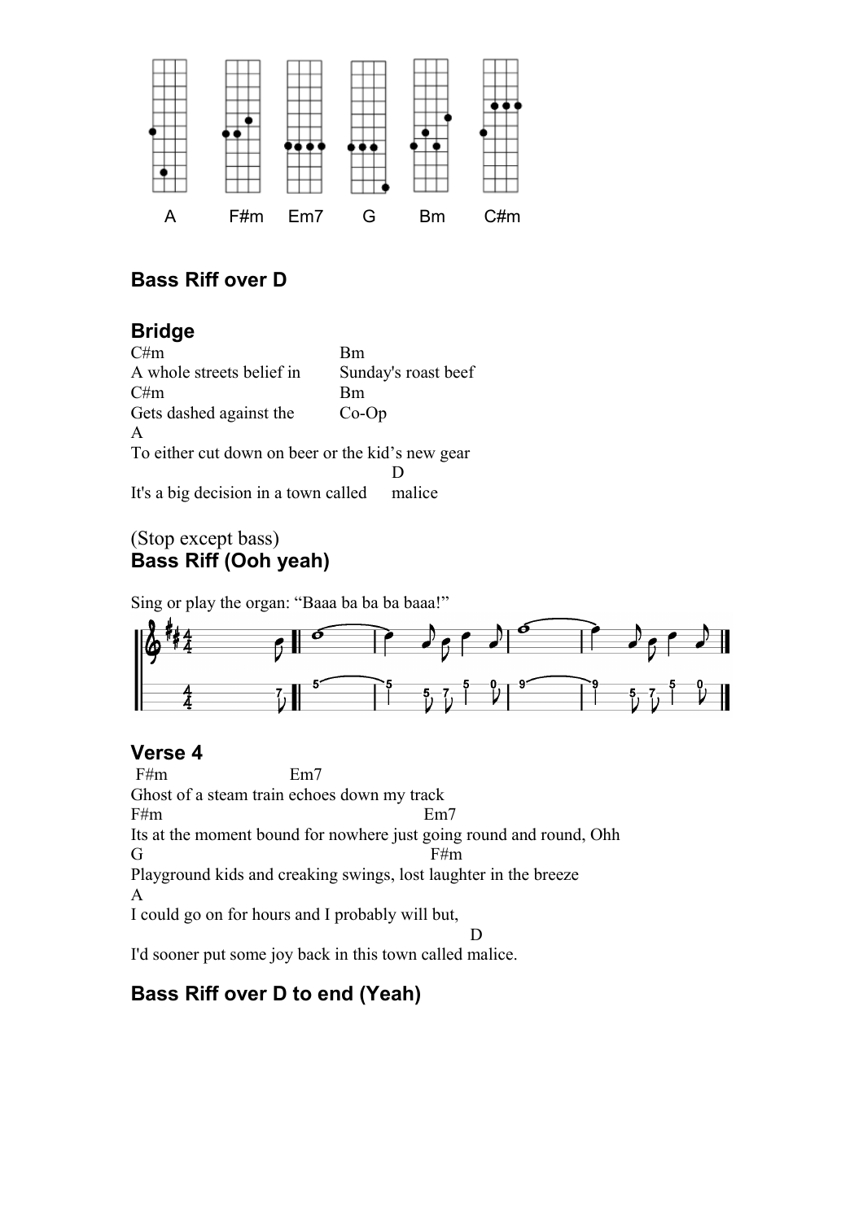A F#m Em7 G Bm C#m

## Bass Riff over D

## Bridge

```
C#m                          Bm
A whole streets belief in    Sunday's roast beef
C#m                          Bm
Gets dashed against the      Co-Op
A
To either cut down on beer or the kid's new gear
                                          D
It's a big decision in a town called      malice
```

(Stop except bass)

## Bass Riff (Ooh yeah)

Sing or play the organ: "Baaa ba ba ba baaa!"

## Verse 4

```
 F#m                      Em7
Ghost of a steam train echoes down my track
F#m                                          Em7
Its at the moment bound for nowhere just going round and round, Ohh
G                                              F#m
Playground kids and creaking swings, lost laughter in the breeze
A
I could go on for hours and I probably will but,
                                                       D
I'd sooner put some joy back in this town called malice.
```

## Bass Riff over D to end (Yeah)